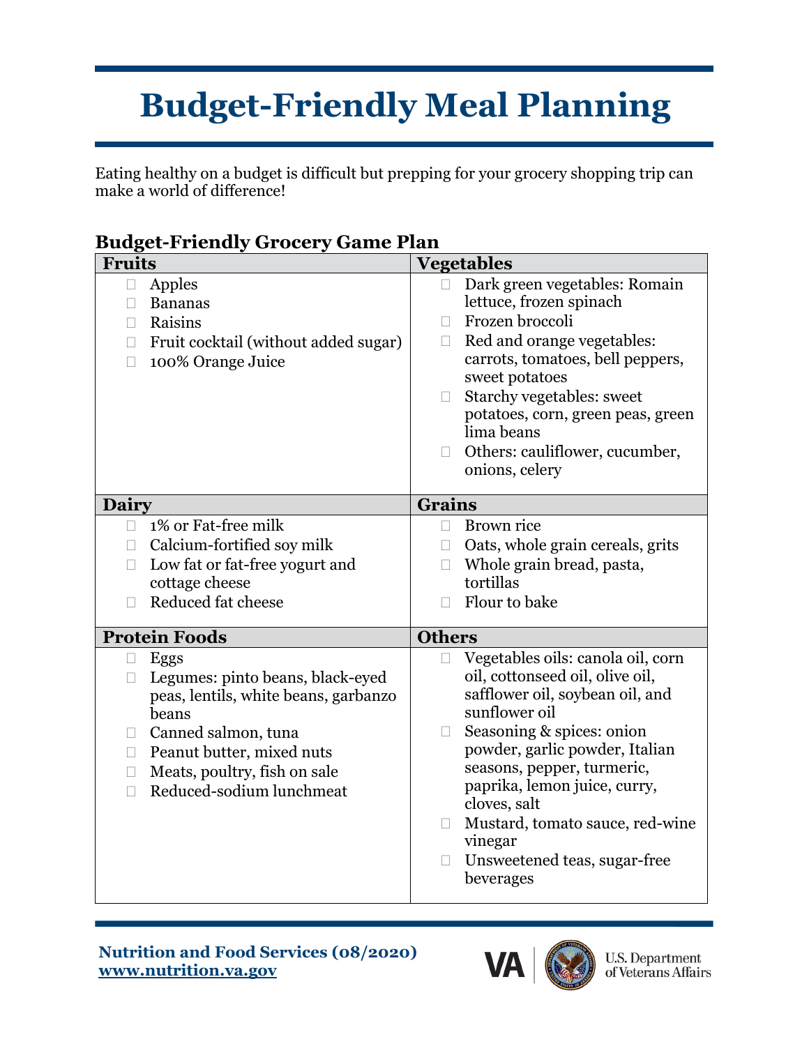# Budget-Friendly Meal Planning

Eating healthy on a budget is difficult but prepping for your grocery shopping trip can make a world of difference!

## Budget-Friendly Grocery Game Plan

| Fruits | Vegetables |
|---|---|
| ☐ Apples<br>☐ Bananas<br>☐ Raisins<br>☐ Fruit cocktail (without added sugar)<br>☐ 100% Orange Juice | ☐ Dark green vegetables: Romain lettuce, frozen spinach<br>☐ Frozen broccoli<br>☐ Red and orange vegetables: carrots, tomatoes, bell peppers, sweet potatoes<br>☐ Starchy vegetables: sweet potatoes, corn, green peas, green lima beans<br>☐ Others: cauliflower, cucumber, onions, celery |
| **Dairy** | **Grains** |
| ☐ 1% or Fat-free milk<br>☐ Calcium-fortified soy milk<br>☐ Low fat or fat-free yogurt and cottage cheese<br>☐ Reduced fat cheese | ☐ Brown rice<br>☐ Oats, whole grain cereals, grits<br>☐ Whole grain bread, pasta, tortillas<br>☐ Flour to bake |
| **Protein Foods** | **Others** |
| ☐ Eggs<br>☐ Legumes: pinto beans, black-eyed peas, lentils, white beans, garbanzo beans<br>☐ Canned salmon, tuna<br>☐ Peanut butter, mixed nuts<br>☐ Meats, poultry, fish on sale<br>☐ Reduced-sodium lunchmeat | ☐ Vegetables oils: canola oil, corn oil, cottonseed oil, olive oil, safflower oil, soybean oil, and sunflower oil<br>☐ Seasoning & spices: onion powder, garlic powder, Italian seasons, pepper, turmeric, paprika, lemon juice, curry, cloves, salt<br>☐ Mustard, tomato sauce, red-wine vinegar<br>☐ Unsweetened teas, sugar-free beverages |

**Nutrition and Food Services (08/2020)**
**www.nutrition.va.gov**

VA | U.S. Department of Veterans Affairs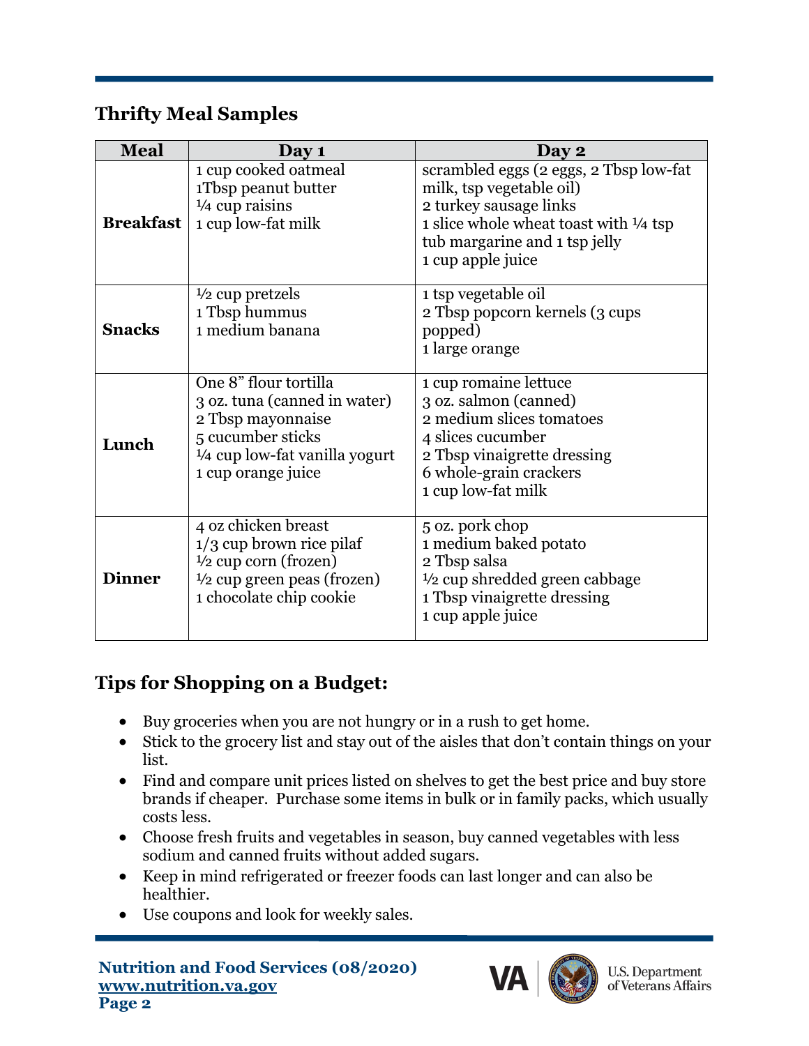## Thrifty Meal Samples

| Meal | Day 1 | Day 2 |
|---|---|---|
| **Breakfast** | 1 cup cooked oatmeal<br>1Tbsp peanut butter<br>¼ cup raisins<br>1 cup low-fat milk | scrambled eggs (2 eggs, 2 Tbsp low-fat milk, tsp vegetable oil)<br>2 turkey sausage links<br>1 slice whole wheat toast with ¼ tsp tub margarine and 1 tsp jelly<br>1 cup apple juice |
| **Snacks** | ½ cup pretzels<br>1 Tbsp hummus<br>1 medium banana | 1 tsp vegetable oil<br>2 Tbsp popcorn kernels (3 cups popped)<br>1 large orange |
| **Lunch** | One 8" flour tortilla<br>3 oz. tuna (canned in water)<br>2 Tbsp mayonnaise<br>5 cucumber sticks<br>¼ cup low-fat vanilla yogurt<br>1 cup orange juice | 1 cup romaine lettuce<br>3 oz. salmon (canned)<br>2 medium slices tomatoes<br>4 slices cucumber<br>2 Tbsp vinaigrette dressing<br>6 whole-grain crackers<br>1 cup low-fat milk |
| **Dinner** | 4 oz chicken breast<br>1/3 cup brown rice pilaf<br>½ cup corn (frozen)<br>½ cup green peas (frozen)<br>1 chocolate chip cookie | 5 oz. pork chop<br>1 medium baked potato<br>2 Tbsp salsa<br>½ cup shredded green cabbage<br>1 Tbsp vinaigrette dressing<br>1 cup apple juice |

## Tips for Shopping on a Budget:

- Buy groceries when you are not hungry or in a rush to get home.
- Stick to the grocery list and stay out of the aisles that don't contain things on your list.
- Find and compare unit prices listed on shelves to get the best price and buy store brands if cheaper. Purchase some items in bulk or in family packs, which usually costs less.
- Choose fresh fruits and vegetables in season, buy canned vegetables with less sodium and canned fruits without added sugars.
- Keep in mind refrigerated or freezer foods can last longer and can also be healthier.
- Use coupons and look for weekly sales.

**Nutrition and Food Services (08/2020)**
**www.nutrition.va.gov**

VA U.S. Department of Veterans Affairs